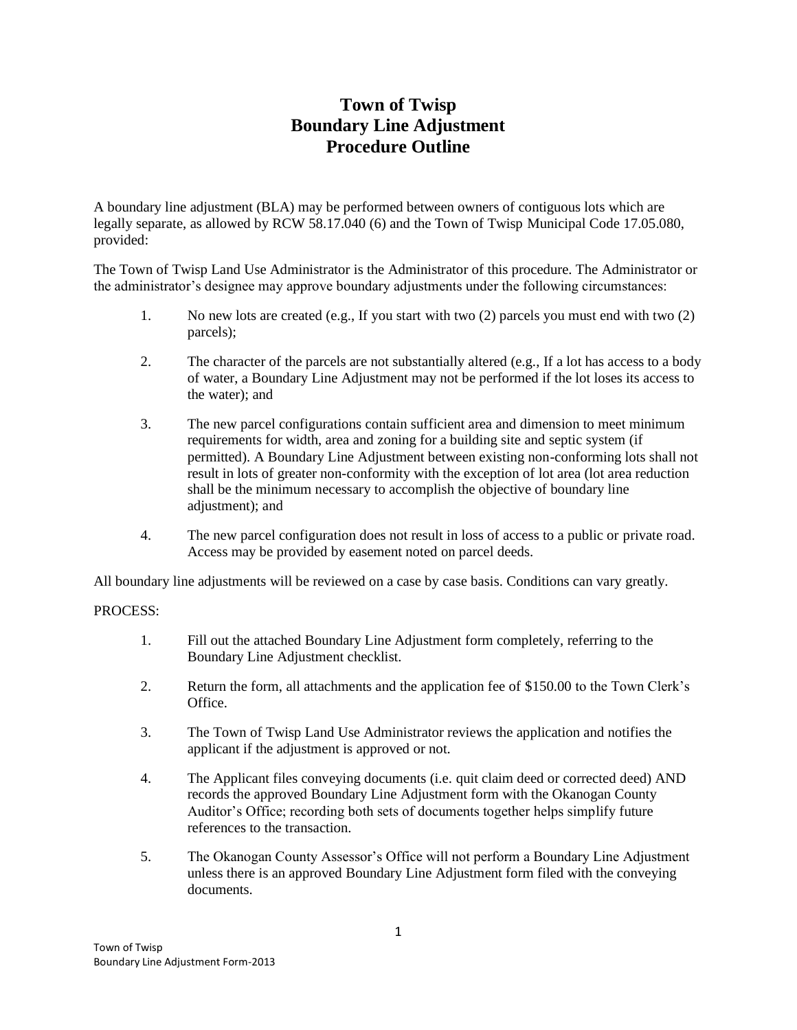# Town of Twisp
# Boundary Line Adjustment
# Procedure Outline

A boundary line adjustment (BLA) may be performed between owners of contiguous lots which are legally separate, as allowed by RCW 58.17.040 (6) and the Town of Twisp Municipal Code 17.05.080, provided:

The Town of Twisp Land Use Administrator is the Administrator of this procedure. The Administrator or the administrator's designee may approve boundary adjustments under the following circumstances:

1. No new lots are created (e.g., If you start with two (2) parcels you must end with two (2) parcels);

2. The character of the parcels are not substantially altered (e.g., If a lot has access to a body of water, a Boundary Line Adjustment may not be performed if the lot loses its access to the water); and

3. The new parcel configurations contain sufficient area and dimension to meet minimum requirements for width, area and zoning for a building site and septic system (if permitted). A Boundary Line Adjustment between existing non-conforming lots shall not result in lots of greater non-conformity with the exception of lot area (lot area reduction shall be the minimum necessary to accomplish the objective of boundary line adjustment); and

4. The new parcel configuration does not result in loss of access to a public or private road. Access may be provided by easement noted on parcel deeds.

All boundary line adjustments will be reviewed on a case by case basis. Conditions can vary greatly.

PROCESS:

1. Fill out the attached Boundary Line Adjustment form completely, referring to the Boundary Line Adjustment checklist.

2. Return the form, all attachments and the application fee of $150.00 to the Town Clerk's Office.

3. The Town of Twisp Land Use Administrator reviews the application and notifies the applicant if the adjustment is approved or not.

4. The Applicant files conveying documents (i.e. quit claim deed or corrected deed) AND records the approved Boundary Line Adjustment form with the Okanogan County Auditor's Office; recording both sets of documents together helps simplify future references to the transaction.

5. The Okanogan County Assessor's Office will not perform a Boundary Line Adjustment unless there is an approved Boundary Line Adjustment form filed with the conveying documents.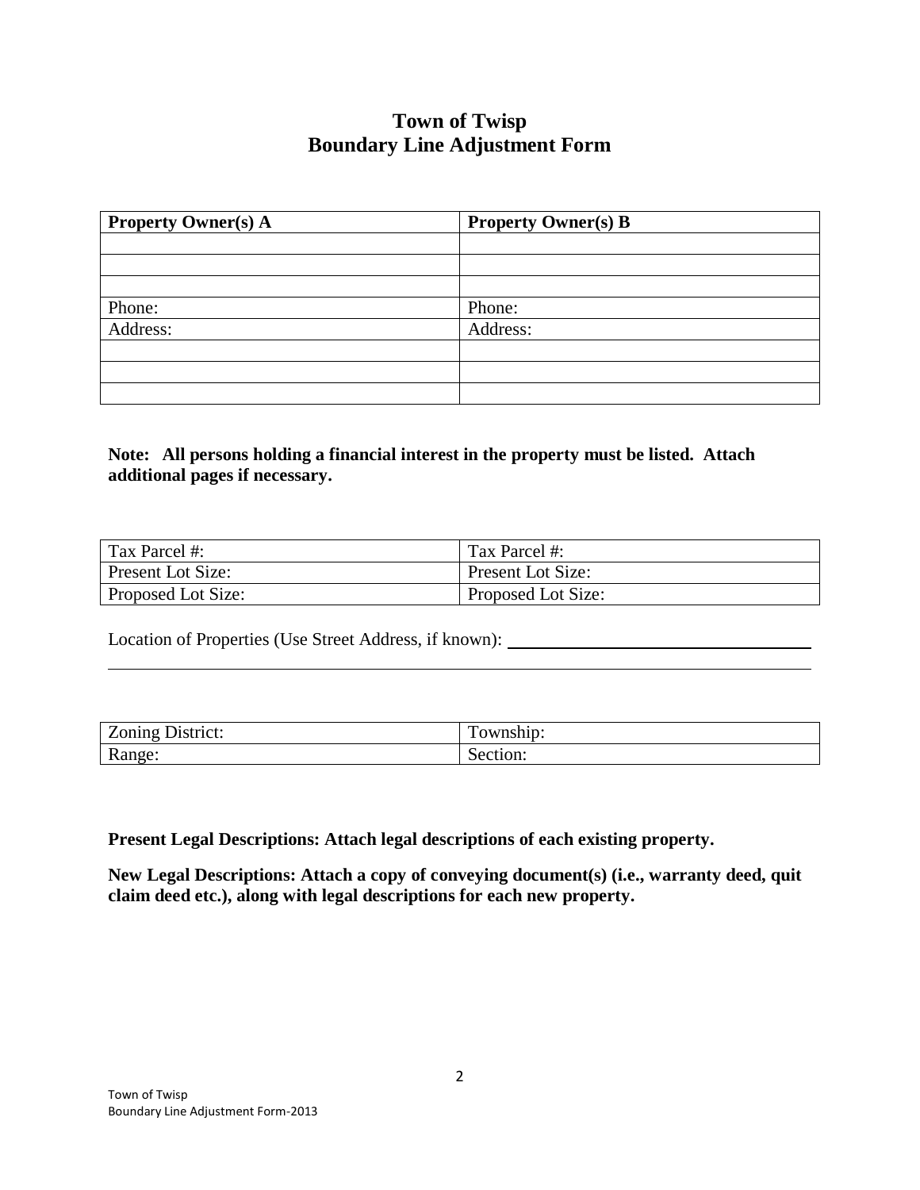# Town of Twisp
## Boundary Line Adjustment Form

| Property Owner(s) A | Property Owner(s) B |
| --- | --- |
| | |
| | |
| | |
| Phone: | Phone: |
| Address: | Address: |
| | |
| | |
| | |

**Note: All persons holding a financial interest in the property must be listed. Attach additional pages if necessary.**

| Tax Parcel #: | Tax Parcel #: |
| --- | --- |
| Present Lot Size: | Present Lot Size: |
| Proposed Lot Size: | Proposed Lot Size: |

Location of Properties (Use Street Address, if known): ____________________________________

______________________________________________________________________________

| Zoning District: | Township: |
| --- | --- |
| Range: | Section: |

**Present Legal Descriptions: Attach legal descriptions of each existing property.**

**New Legal Descriptions: Attach a copy of conveying document(s) (i.e., warranty deed, quit claim deed etc.), along with legal descriptions for each new property.**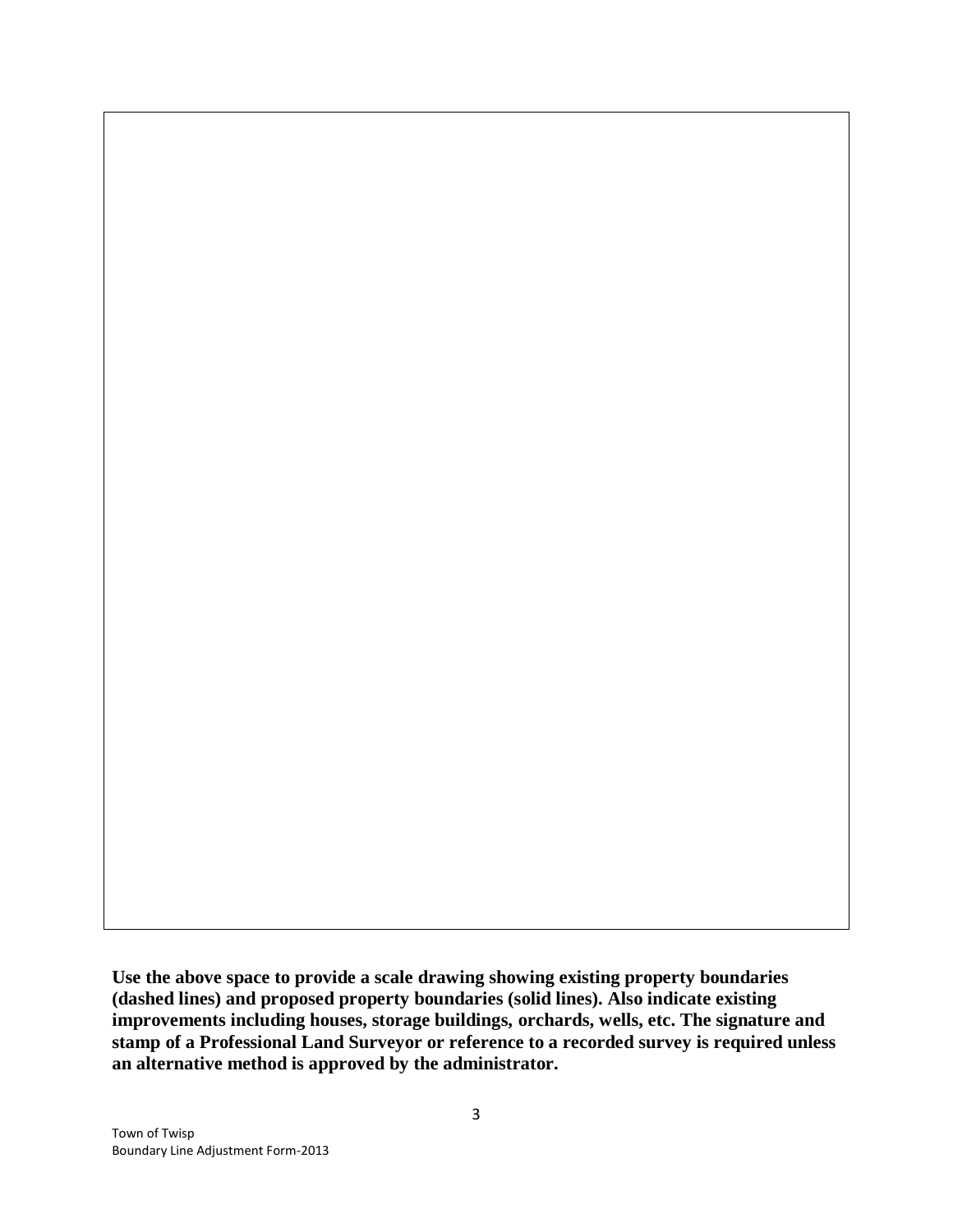**Use the above space to provide a scale drawing showing existing property boundaries (dashed lines) and proposed property boundaries (solid lines). Also indicate existing improvements including houses, storage buildings, orchards, wells, etc. The signature and stamp of a Professional Land Surveyor or reference to a recorded survey is required unless an alternative method is approved by the administrator.**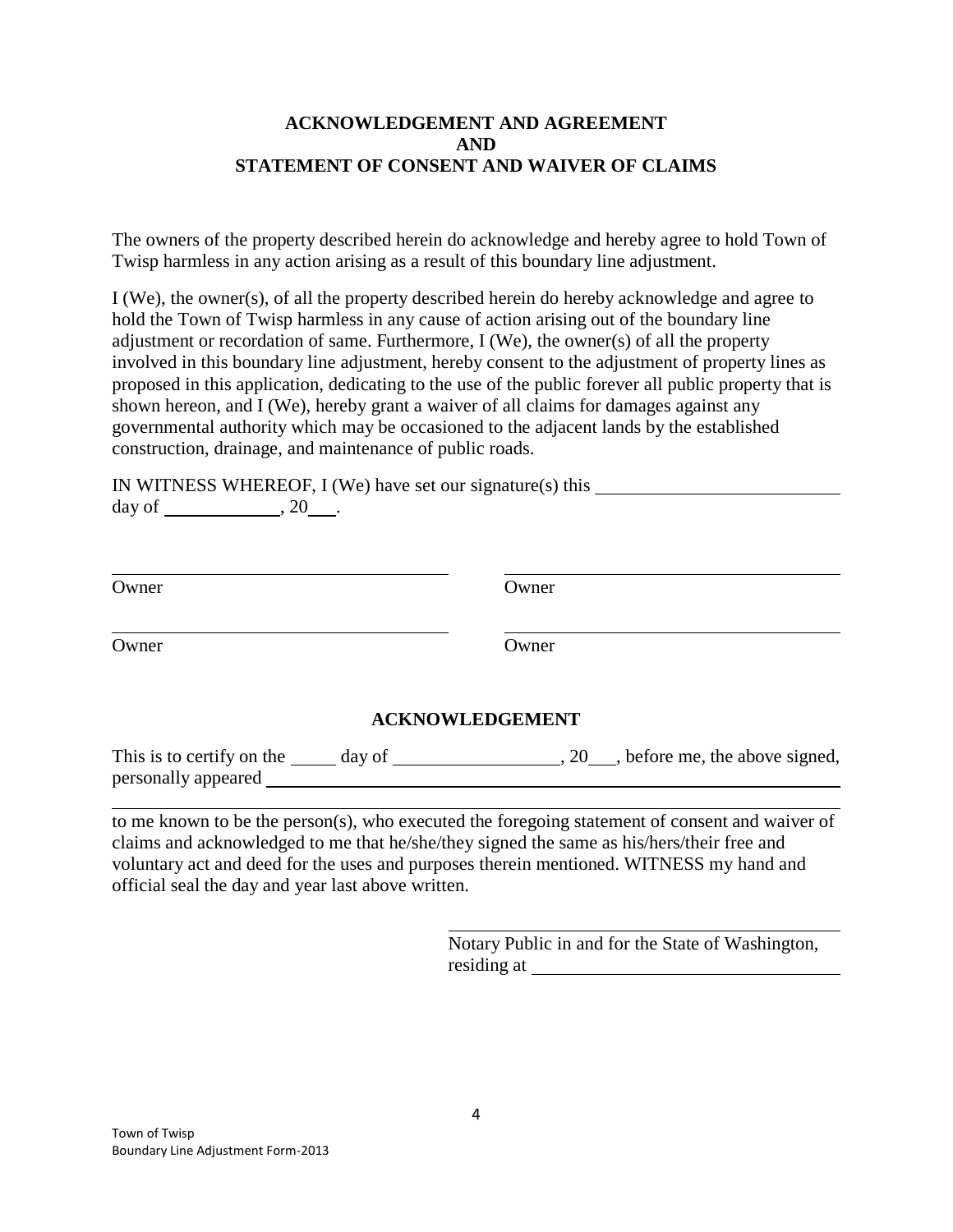## ACKNOWLEDGEMENT AND AGREEMENT AND STATEMENT OF CONSENT AND WAIVER OF CLAIMS

The owners of the property described herein do acknowledge and hereby agree to hold Town of Twisp harmless in any action arising as a result of this boundary line adjustment.

I (We), the owner(s), of all the property described herein do hereby acknowledge and agree to hold the Town of Twisp harmless in any cause of action arising out of the boundary line adjustment or recordation of same. Furthermore, I (We), the owner(s) of all the property involved in this boundary line adjustment, hereby consent to the adjustment of property lines as proposed in this application, dedicating to the use of the public forever all public property that is shown hereon, and I (We), hereby grant a waiver of all claims for damages against any governmental authority which may be occasioned to the adjacent lands by the established construction, drainage, and maintenance of public roads.

IN WITNESS WHEREOF, I (We) have set our signature(s) this ______________________ day of ____________, 20___.

| | |
|---|---|
| ______________________________ | ______________________________ |
| Owner | Owner |
| ______________________________ | ______________________________ |
| Owner | Owner |

## ACKNOWLEDGEMENT

This is to certify on the _____ day of _________________, 20___, before me, the above signed, personally appeared ____________________________________________________________

______________________________________________________________________________

to me known to be the person(s), who executed the foregoing statement of consent and waiver of claims and acknowledged to me that he/she/they signed the same as his/hers/their free and voluntary act and deed for the uses and purposes therein mentioned. WITNESS my hand and official seal the day and year last above written.

______________________________________

Notary Public in and for the State of Washington,
residing at ____________________________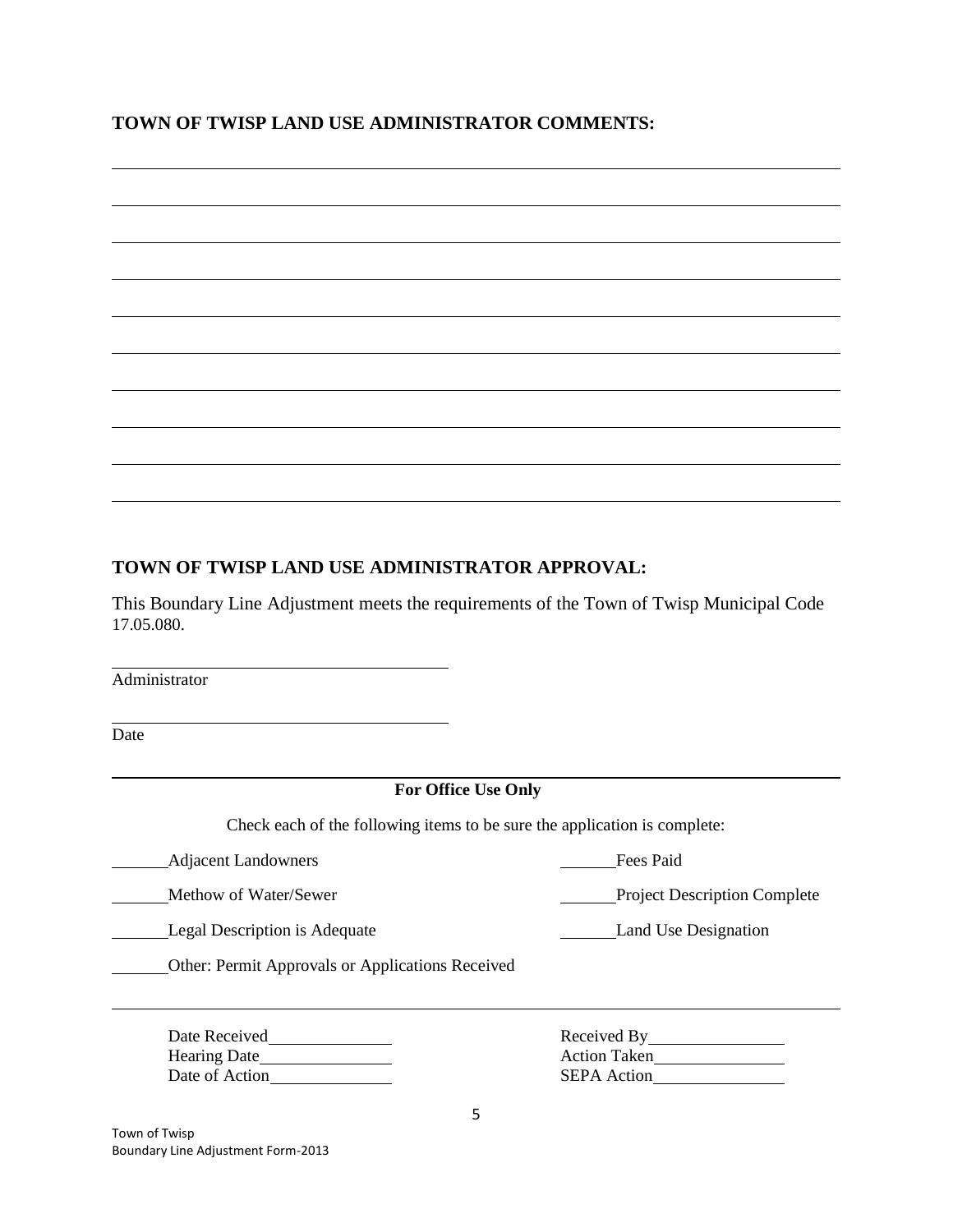## TOWN OF TWISP LAND USE ADMINISTRATOR COMMENTS:

\_\_\_\_\_\_\_\_\_\_\_\_\_\_\_\_\_\_\_\_\_\_\_\_\_\_\_\_\_\_\_\_\_\_\_\_\_\_\_\_\_\_\_\_\_\_\_\_\_\_\_\_\_\_\_\_\_\_\_\_\_\_\_\_\_\_\_\_\_\_\_\_\_\_\_\_

\_\_\_\_\_\_\_\_\_\_\_\_\_\_\_\_\_\_\_\_\_\_\_\_\_\_\_\_\_\_\_\_\_\_\_\_\_\_\_\_\_\_\_\_\_\_\_\_\_\_\_\_\_\_\_\_\_\_\_\_\_\_\_\_\_\_\_\_\_\_\_\_\_\_\_\_

\_\_\_\_\_\_\_\_\_\_\_\_\_\_\_\_\_\_\_\_\_\_\_\_\_\_\_\_\_\_\_\_\_\_\_\_\_\_\_\_\_\_\_\_\_\_\_\_\_\_\_\_\_\_\_\_\_\_\_\_\_\_\_\_\_\_\_\_\_\_\_\_\_\_\_\_

\_\_\_\_\_\_\_\_\_\_\_\_\_\_\_\_\_\_\_\_\_\_\_\_\_\_\_\_\_\_\_\_\_\_\_\_\_\_\_\_\_\_\_\_\_\_\_\_\_\_\_\_\_\_\_\_\_\_\_\_\_\_\_\_\_\_\_\_\_\_\_\_\_\_\_\_

\_\_\_\_\_\_\_\_\_\_\_\_\_\_\_\_\_\_\_\_\_\_\_\_\_\_\_\_\_\_\_\_\_\_\_\_\_\_\_\_\_\_\_\_\_\_\_\_\_\_\_\_\_\_\_\_\_\_\_\_\_\_\_\_\_\_\_\_\_\_\_\_\_\_\_\_

\_\_\_\_\_\_\_\_\_\_\_\_\_\_\_\_\_\_\_\_\_\_\_\_\_\_\_\_\_\_\_\_\_\_\_\_\_\_\_\_\_\_\_\_\_\_\_\_\_\_\_\_\_\_\_\_\_\_\_\_\_\_\_\_\_\_\_\_\_\_\_\_\_\_\_\_

\_\_\_\_\_\_\_\_\_\_\_\_\_\_\_\_\_\_\_\_\_\_\_\_\_\_\_\_\_\_\_\_\_\_\_\_\_\_\_\_\_\_\_\_\_\_\_\_\_\_\_\_\_\_\_\_\_\_\_\_\_\_\_\_\_\_\_\_\_\_\_\_\_\_\_\_

\_\_\_\_\_\_\_\_\_\_\_\_\_\_\_\_\_\_\_\_\_\_\_\_\_\_\_\_\_\_\_\_\_\_\_\_\_\_\_\_\_\_\_\_\_\_\_\_\_\_\_\_\_\_\_\_\_\_\_\_\_\_\_\_\_\_\_\_\_\_\_\_\_\_\_\_

\_\_\_\_\_\_\_\_\_\_\_\_\_\_\_\_\_\_\_\_\_\_\_\_\_\_\_\_\_\_\_\_\_\_\_\_\_\_\_\_\_\_\_\_\_\_\_\_\_\_\_\_\_\_\_\_\_\_\_\_\_\_\_\_\_\_\_\_\_\_\_\_\_\_\_\_

\_\_\_\_\_\_\_\_\_\_\_\_\_\_\_\_\_\_\_\_\_\_\_\_\_\_\_\_\_\_\_\_\_\_\_\_\_\_\_\_\_\_\_\_\_\_\_\_\_\_\_\_\_\_\_\_\_\_\_\_\_\_\_\_\_\_\_\_\_\_\_\_\_\_\_\_

## TOWN OF TWISP LAND USE ADMINISTRATOR APPROVAL:

This Boundary Line Adjustment meets the requirements of the Town of Twisp Municipal Code 17.05.080.

\_\_\_\_\_\_\_\_\_\_\_\_\_\_\_\_\_\_\_\_\_\_\_\_\_\_\_\_\_\_\_\_\_\_\_\_
Administrator

\_\_\_\_\_\_\_\_\_\_\_\_\_\_\_\_\_\_\_\_\_\_\_\_\_\_\_\_\_\_\_\_\_\_\_\_
Date

---

**For Office Use Only**

Check each of the following items to be sure the application is complete:

\_\_\_\_\_\_Adjacent Landowners

\_\_\_\_\_\_Methow of Water/Sewer

\_\_\_\_\_\_Legal Description is Adequate

\_\_\_\_\_\_Other: Permit Approvals or Applications Received

\_\_\_\_\_\_Fees Paid

\_\_\_\_\_\_Project Description Complete

\_\_\_\_\_\_Land Use Designation

---

Date Received\_\_\_\_\_\_\_\_\_\_\_\_\_\_
Hearing Date\_\_\_\_\_\_\_\_\_\_\_\_\_\_\_
Date of Action\_\_\_\_\_\_\_\_\_\_\_\_\_\_

Received By\_\_\_\_\_\_\_\_\_\_\_\_\_\_\_\_
Action Taken\_\_\_\_\_\_\_\_\_\_\_\_\_\_\_
SEPA Action\_\_\_\_\_\_\_\_\_\_\_\_\_\_\_\_